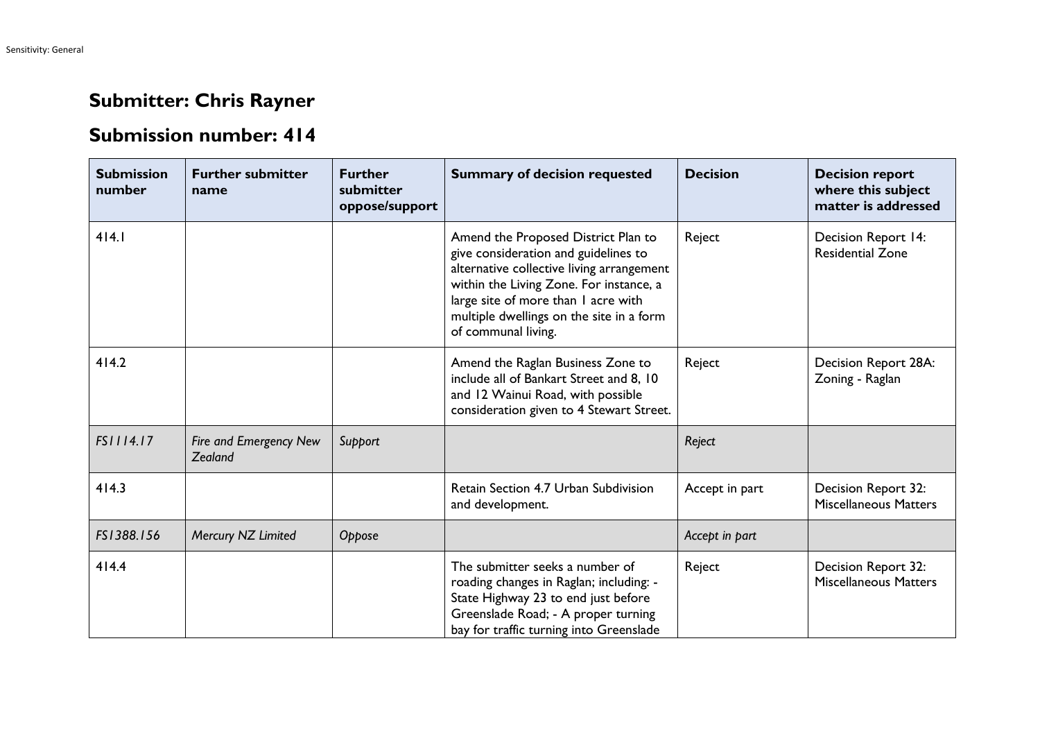# Submitter: Chris Rayner

# Submission number: 414

| Submission number | Further submitter name | Further submitter oppose/support | Summary of decision requested | Decision | Decision report where this subject matter is addressed |
|---|---|---|---|---|---|
| 414.1 | | | Amend the Proposed District Plan to give consideration and guidelines to alternative collective living arrangement within the Living Zone. For instance, a large site of more than 1 acre with multiple dwellings on the site in a form of communal living. | Reject | Decision Report 14: Residential Zone |
| 414.2 | | | Amend the Raglan Business Zone to include all of Bankart Street and 8, 10 and 12 Wainui Road, with possible consideration given to 4 Stewart Street. | Reject | Decision Report 28A: Zoning - Raglan |
| *FS1114.17* | *Fire and Emergency New Zealand* | *Support* | | *Reject* | |
| 414.3 | | | Retain Section 4.7 Urban Subdivision and development. | Accept in part | Decision Report 32: Miscellaneous Matters |
| *FS1388.156* | *Mercury NZ Limited* | *Oppose* | | *Accept in part* | |
| 414.4 | | | The submitter seeks a number of roading changes in Raglan; including: - State Highway 23 to end just before Greenslade Road; - A proper turning bay for traffic turning into Greenslade | Reject | Decision Report 32: Miscellaneous Matters |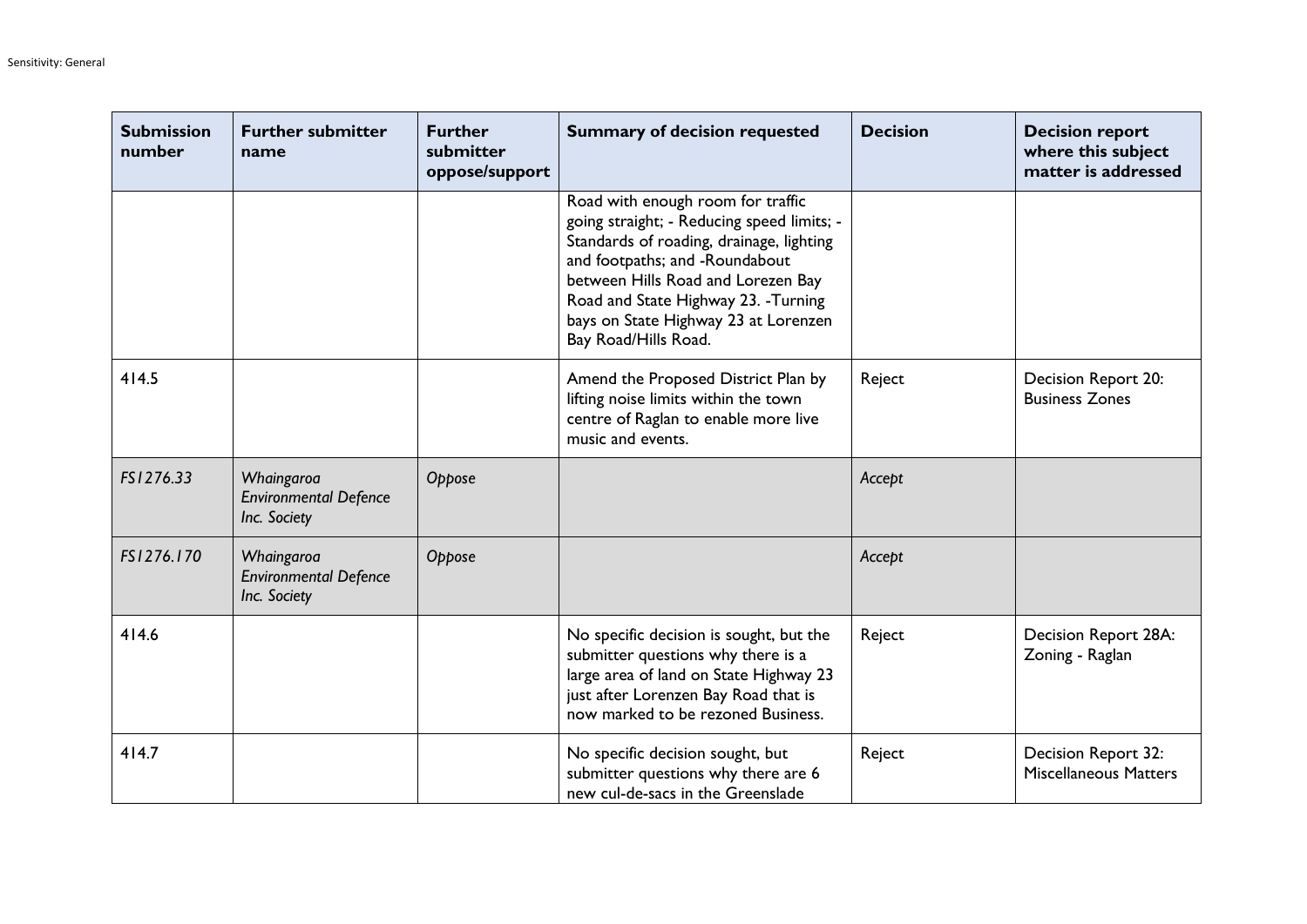| Submission number | Further submitter name | Further submitter oppose/support | Summary of decision requested | Decision | Decision report where this subject matter is addressed |
|---|---|---|---|---|---|
| | | | Road with enough room for traffic going straight; - Reducing speed limits; - Standards of roading, drainage, lighting and footpaths; and -Roundabout between Hills Road and Lorezen Bay Road and State Highway 23. -Turning bays on State Highway 23 at Lorenzen Bay Road/Hills Road. | | |
| 414.5 | | | Amend the Proposed District Plan by lifting noise limits within the town centre of Raglan to enable more live music and events. | Reject | Decision Report 20: Business Zones |
| *FS1276.33* | *Whaingaroa Environmental Defence Inc. Society* | *Oppose* | | *Accept* | |
| *FS1276.170* | *Whaingaroa Environmental Defence Inc. Society* | *Oppose* | | *Accept* | |
| 414.6 | | | No specific decision is sought, but the submitter questions why there is a large area of land on State Highway 23 just after Lorenzen Bay Road that is now marked to be rezoned Business. | Reject | Decision Report 28A: Zoning - Raglan |
| 414.7 | | | No specific decision sought, but submitter questions why there are 6 new cul-de-sacs in the Greenslade | Reject | Decision Report 32: Miscellaneous Matters |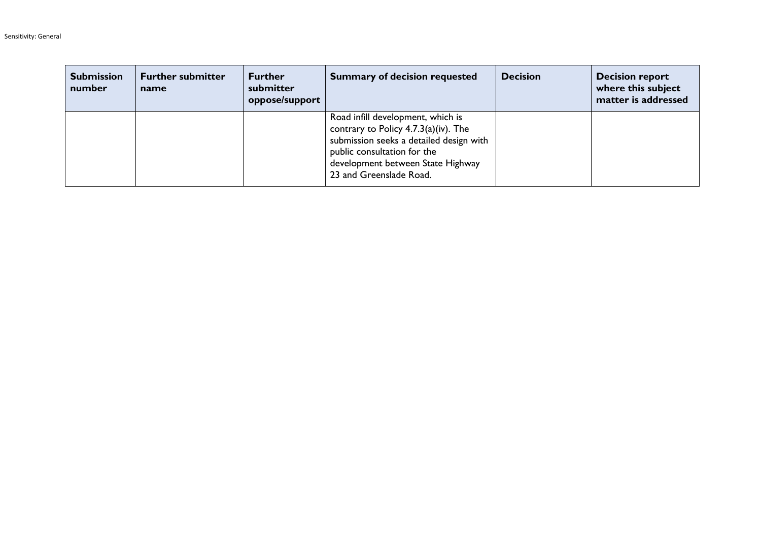| Submission number | Further submitter name | Further submitter oppose/support | Summary of decision requested | Decision | Decision report where this subject matter is addressed |
|---|---|---|---|---|---|
| | | | Road infill development, which is contrary to Policy 4.7.3(a)(iv). The submission seeks a detailed design with public consultation for the development between State Highway 23 and Greenslade Road. | | |